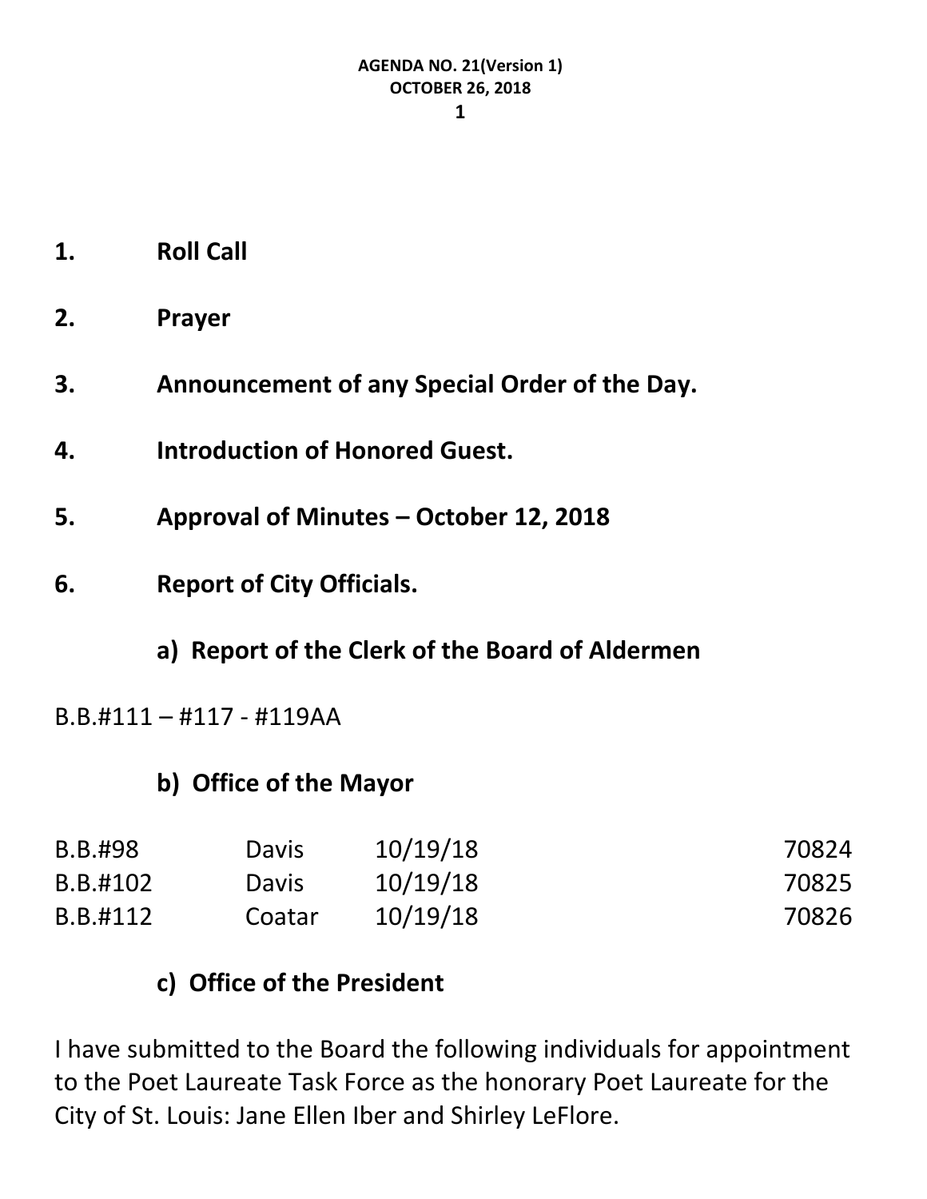**AGENDA NO. 21(Version 1)**
**OCTOBER 26, 2018**

1. **Roll Call**

2. **Prayer**

3. **Announcement of any Special Order of the Day.**

4. **Introduction of Honored Guest.**

5. **Approval of Minutes – October 12, 2018**

6. **Report of City Officials.**

**a) Report of the Clerk of the Board of Aldermen**

B.B.#111 – #117 - #119AA

**b) Office of the Mayor**

| | | | |
|---|---|---|---|
| B.B.#98 | Davis | 10/19/18 | 70824 |
| B.B.#102 | Davis | 10/19/18 | 70825 |
| B.B.#112 | Coatar | 10/19/18 | 70826 |

**c) Office of the President**

I have submitted to the Board the following individuals for appointment to the Poet Laureate Task Force as the honorary Poet Laureate for the City of St. Louis: Jane Ellen Iber and Shirley LeFlore.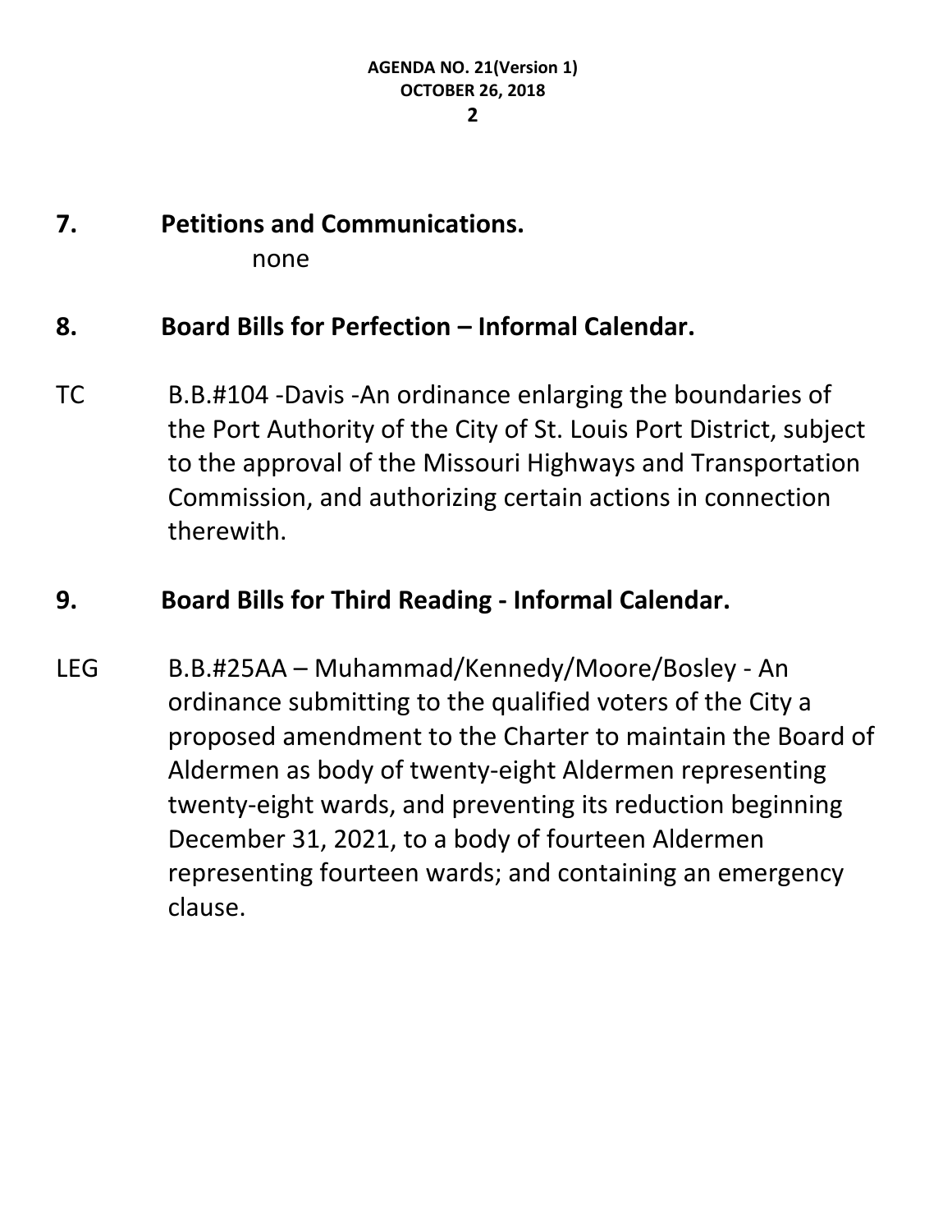**7. Petitions and Communications.**

none

**8. Board Bills for Perfection – Informal Calendar.**

TC B.B.#104 -Davis -An ordinance enlarging the boundaries of the Port Authority of the City of St. Louis Port District, subject to the approval of the Missouri Highways and Transportation Commission, and authorizing certain actions in connection therewith.

**9. Board Bills for Third Reading - Informal Calendar.**

LEG B.B.#25AA – Muhammad/Kennedy/Moore/Bosley - An ordinance submitting to the qualified voters of the City a proposed amendment to the Charter to maintain the Board of Aldermen as body of twenty-eight Aldermen representing twenty-eight wards, and preventing its reduction beginning December 31, 2021, to a body of fourteen Aldermen representing fourteen wards; and containing an emergency clause.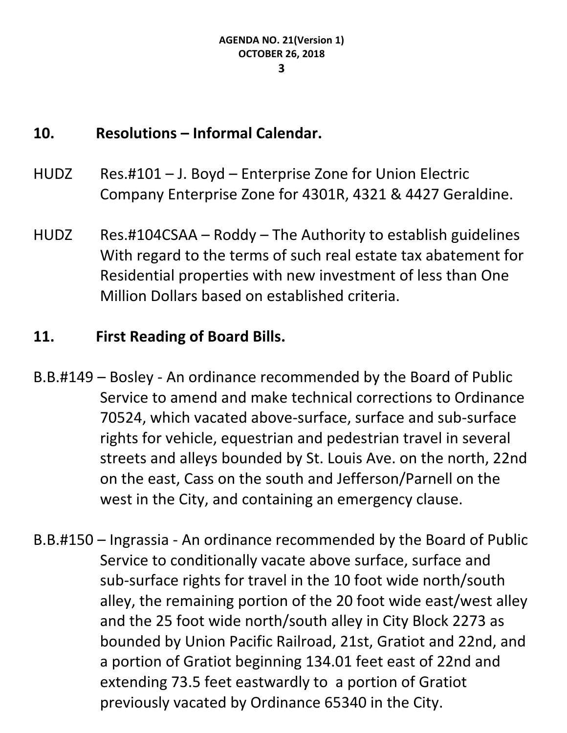## 10. Resolutions – Informal Calendar.

HUDZ Res.#101 – J. Boyd – Enterprise Zone for Union Electric Company Enterprise Zone for 4301R, 4321 & 4427 Geraldine.

HUDZ Res.#104CSAA – Roddy – The Authority to establish guidelines With regard to the terms of such real estate tax abatement for Residential properties with new investment of less than One Million Dollars based on established criteria.

## 11. First Reading of Board Bills.

B.B.#149 – Bosley - An ordinance recommended by the Board of Public Service to amend and make technical corrections to Ordinance 70524, which vacated above-surface, surface and sub-surface rights for vehicle, equestrian and pedestrian travel in several streets and alleys bounded by St. Louis Ave. on the north, 22nd on the east, Cass on the south and Jefferson/Parnell on the west in the City, and containing an emergency clause.

B.B.#150 – Ingrassia - An ordinance recommended by the Board of Public Service to conditionally vacate above surface, surface and sub-surface rights for travel in the 10 foot wide north/south alley, the remaining portion of the 20 foot wide east/west alley and the 25 foot wide north/south alley in City Block 2273 as bounded by Union Pacific Railroad, 21st, Gratiot and 22nd, and a portion of Gratiot beginning 134.01 feet east of 22nd and extending 73.5 feet eastwardly to a portion of Gratiot previously vacated by Ordinance 65340 in the City.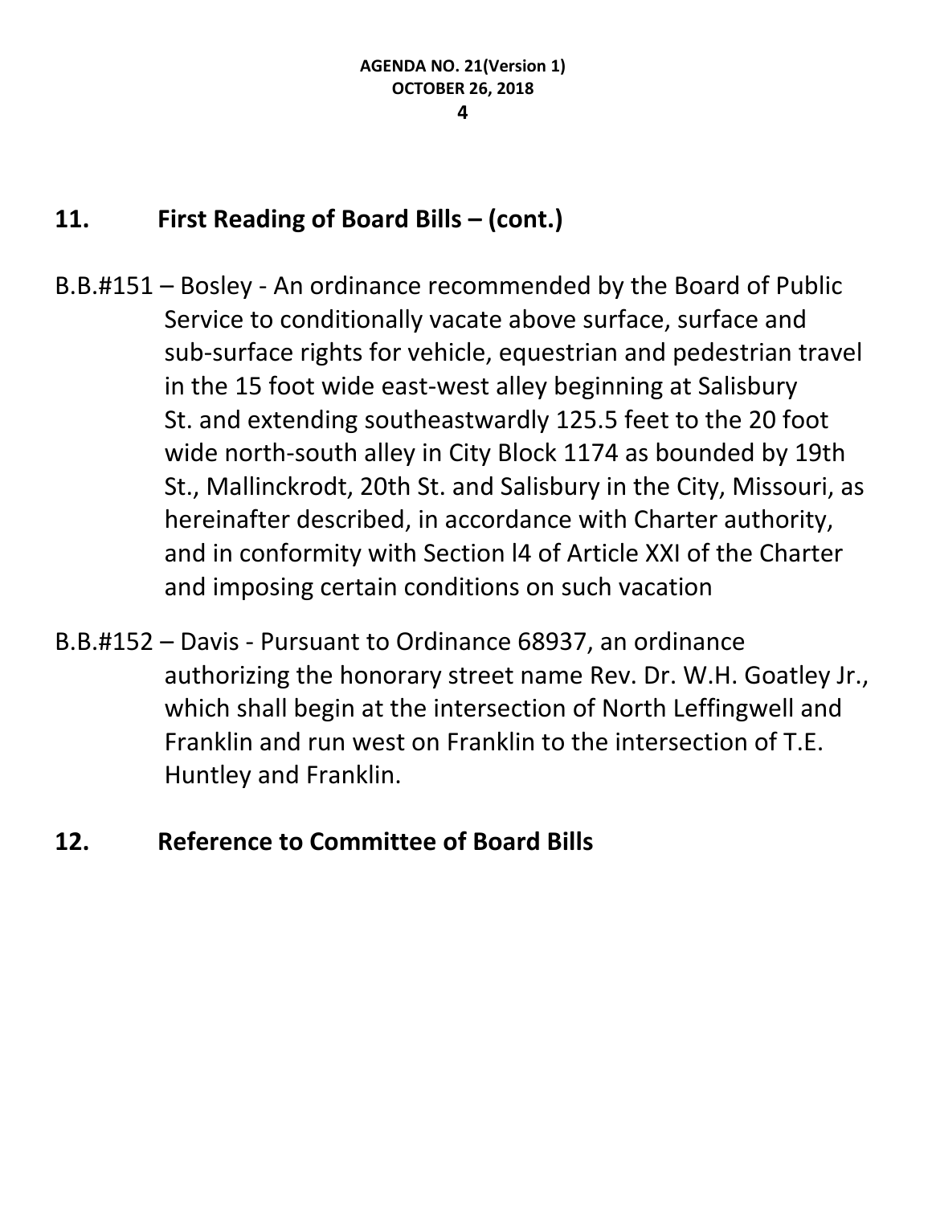## 11. First Reading of Board Bills – (cont.)

B.B.#151 – Bosley - An ordinance recommended by the Board of Public Service to conditionally vacate above surface, surface and sub-surface rights for vehicle, equestrian and pedestrian travel in the 15 foot wide east-west alley beginning at Salisbury St. and extending southeastwardly 125.5 feet to the 20 foot wide north-south alley in City Block 1174 as bounded by 19th St., Mallinckrodt, 20th St. and Salisbury in the City, Missouri, as hereinafter described, in accordance with Charter authority, and in conformity with Section l4 of Article XXI of the Charter and imposing certain conditions on such vacation

B.B.#152 – Davis - Pursuant to Ordinance 68937, an ordinance authorizing the honorary street name Rev. Dr. W.H. Goatley Jr., which shall begin at the intersection of North Leffingwell and Franklin and run west on Franklin to the intersection of T.E. Huntley and Franklin.

## 12. Reference to Committee of Board Bills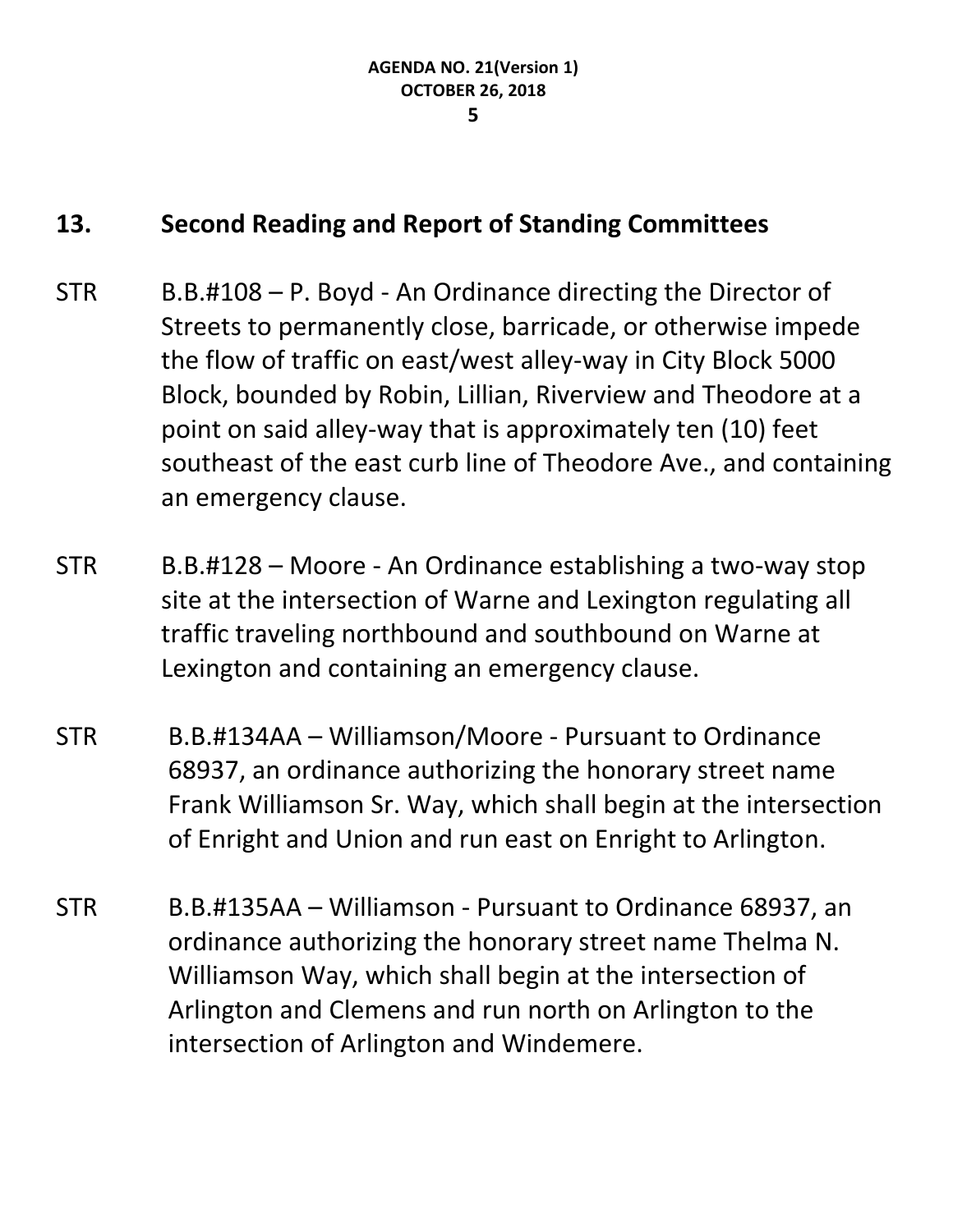## 13. Second Reading and Report of Standing Committees

STR B.B.#108 – P. Boyd - An Ordinance directing the Director of Streets to permanently close, barricade, or otherwise impede the flow of traffic on east/west alley-way in City Block 5000 Block, bounded by Robin, Lillian, Riverview and Theodore at a point on said alley-way that is approximately ten (10) feet southeast of the east curb line of Theodore Ave., and containing an emergency clause.

STR B.B.#128 – Moore - An Ordinance establishing a two-way stop site at the intersection of Warne and Lexington regulating all traffic traveling northbound and southbound on Warne at Lexington and containing an emergency clause.

STR B.B.#134AA – Williamson/Moore - Pursuant to Ordinance 68937, an ordinance authorizing the honorary street name Frank Williamson Sr. Way, which shall begin at the intersection of Enright and Union and run east on Enright to Arlington.

STR B.B.#135AA – Williamson - Pursuant to Ordinance 68937, an ordinance authorizing the honorary street name Thelma N. Williamson Way, which shall begin at the intersection of Arlington and Clemens and run north on Arlington to the intersection of Arlington and Windemere.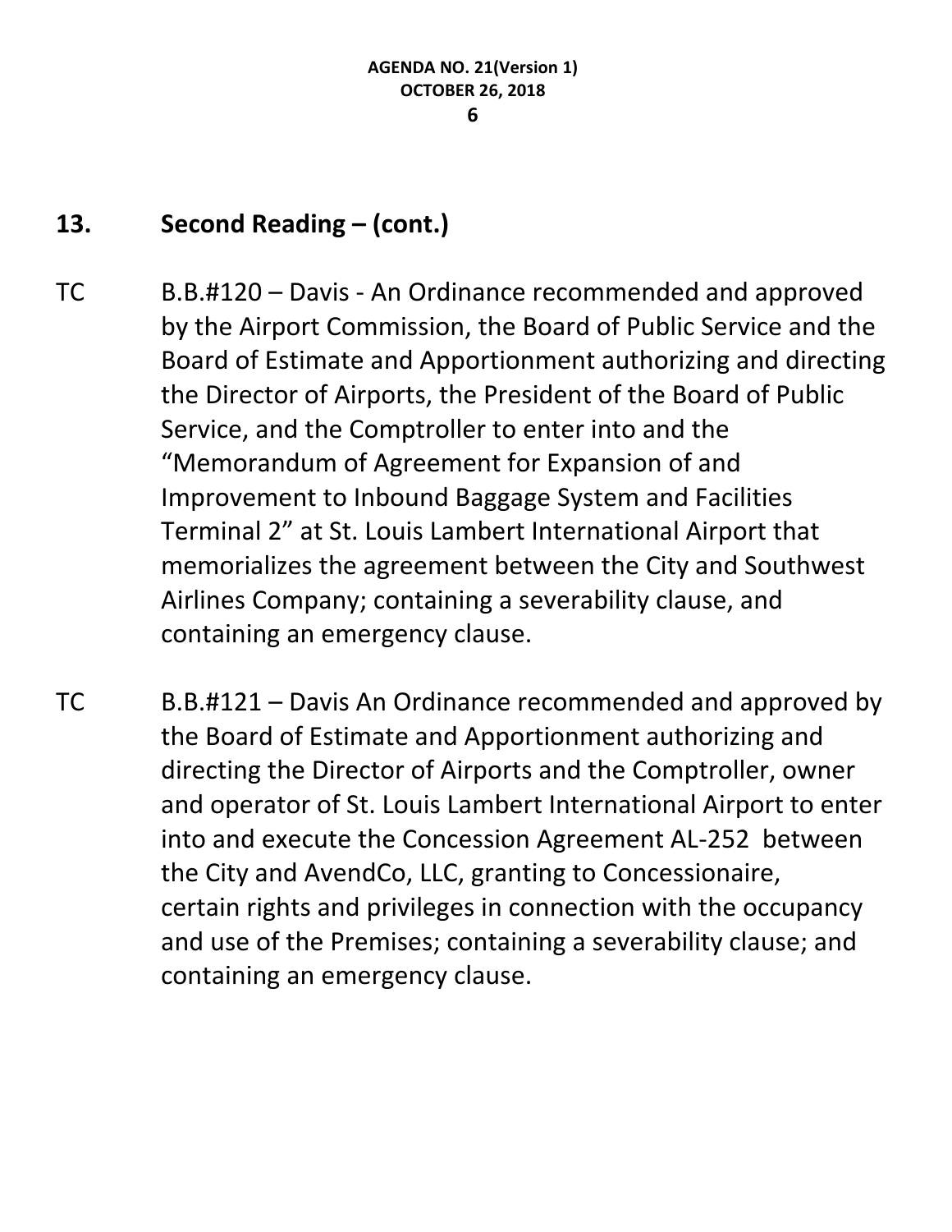## 13. Second Reading – (cont.)

TC B.B.#120 – Davis - An Ordinance recommended and approved by the Airport Commission, the Board of Public Service and the Board of Estimate and Apportionment authorizing and directing the Director of Airports, the President of the Board of Public Service, and the Comptroller to enter into and the "Memorandum of Agreement for Expansion of and Improvement to Inbound Baggage System and Facilities Terminal 2" at St. Louis Lambert International Airport that memorializes the agreement between the City and Southwest Airlines Company; containing a severability clause, and containing an emergency clause.

TC B.B.#121 – Davis An Ordinance recommended and approved by the Board of Estimate and Apportionment authorizing and directing the Director of Airports and the Comptroller, owner and operator of St. Louis Lambert International Airport to enter into and execute the Concession Agreement AL-252 between the City and AvendCo, LLC, granting to Concessionaire, certain rights and privileges in connection with the occupancy and use of the Premises; containing a severability clause; and containing an emergency clause.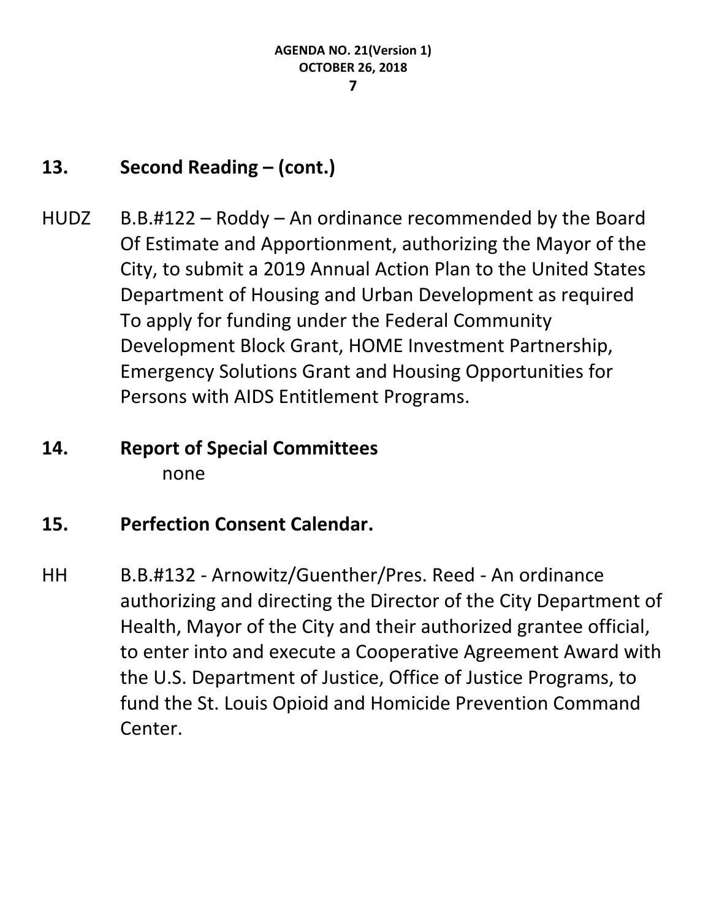## 13. Second Reading – (cont.)

HUDZ B.B.#122 – Roddy – An ordinance recommended by the Board Of Estimate and Apportionment, authorizing the Mayor of the City, to submit a 2019 Annual Action Plan to the United States Department of Housing and Urban Development as required To apply for funding under the Federal Community Development Block Grant, HOME Investment Partnership, Emergency Solutions Grant and Housing Opportunities for Persons with AIDS Entitlement Programs.

## 14. Report of Special Committees

none

## 15. Perfection Consent Calendar.

HH B.B.#132 - Arnowitz/Guenther/Pres. Reed - An ordinance authorizing and directing the Director of the City Department of Health, Mayor of the City and their authorized grantee official, to enter into and execute a Cooperative Agreement Award with the U.S. Department of Justice, Office of Justice Programs, to fund the St. Louis Opioid and Homicide Prevention Command Center.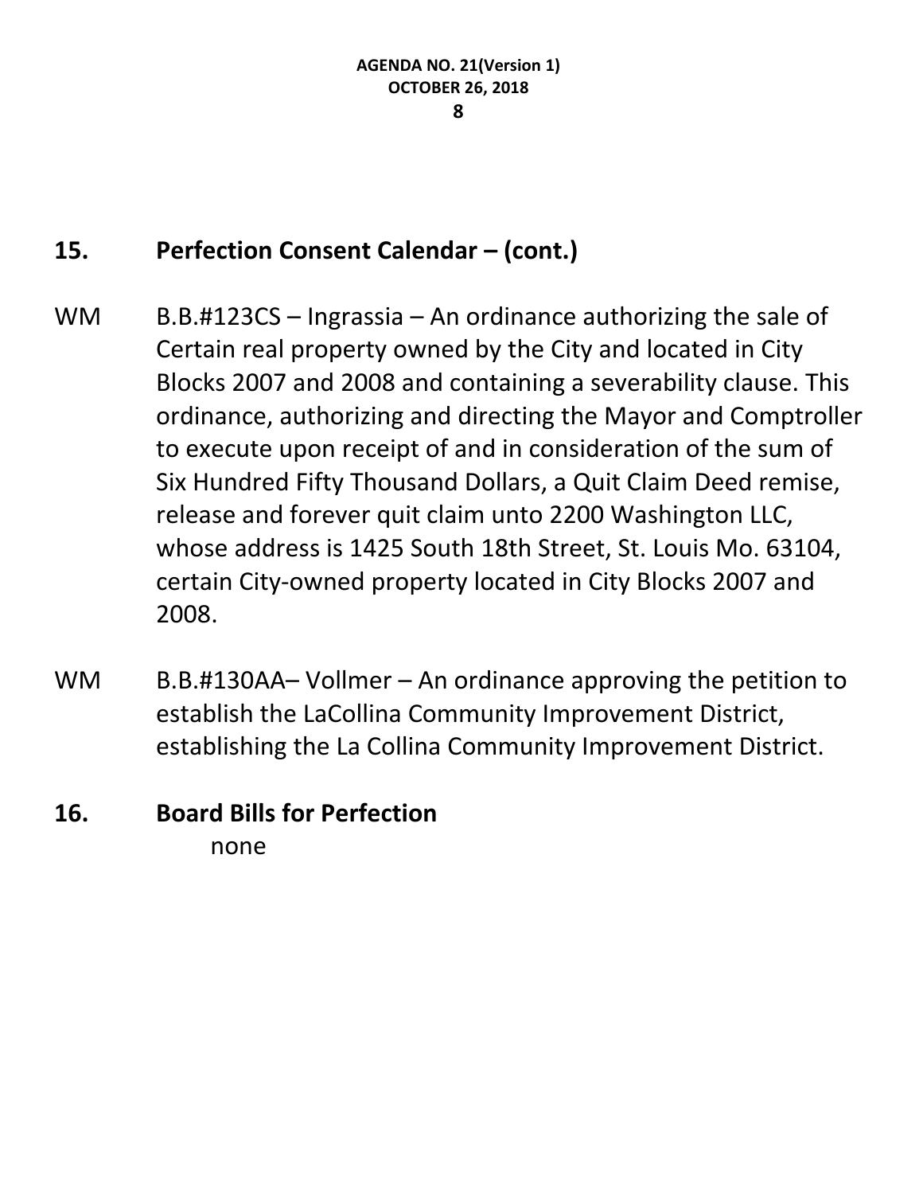## 15. Perfection Consent Calendar – (cont.)

WM B.B.#123CS – Ingrassia – An ordinance authorizing the sale of Certain real property owned by the City and located in City Blocks 2007 and 2008 and containing a severability clause. This ordinance, authorizing and directing the Mayor and Comptroller to execute upon receipt of and in consideration of the sum of Six Hundred Fifty Thousand Dollars, a Quit Claim Deed remise, release and forever quit claim unto 2200 Washington LLC, whose address is 1425 South 18th Street, St. Louis Mo. 63104, certain City-owned property located in City Blocks 2007 and 2008.

WM B.B.#130AA– Vollmer – An ordinance approving the petition to establish the LaCollina Community Improvement District, establishing the La Collina Community Improvement District.

## 16. Board Bills for Perfection

none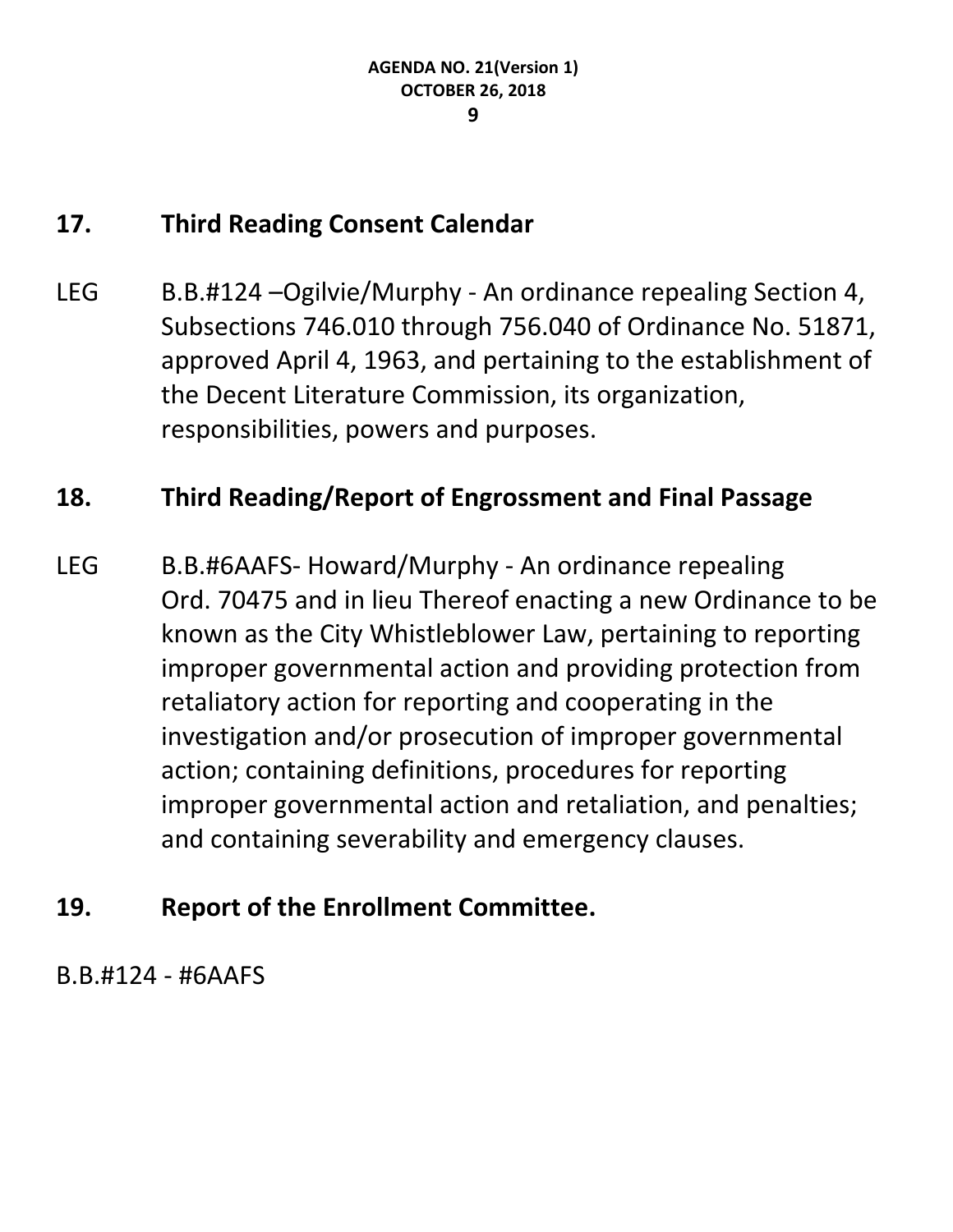## 17. Third Reading Consent Calendar

LEG B.B.#124 –Ogilvie/Murphy - An ordinance repealing Section 4, Subsections 746.010 through 756.040 of Ordinance No. 51871, approved April 4, 1963, and pertaining to the establishment of the Decent Literature Commission, its organization, responsibilities, powers and purposes.

## 18. Third Reading/Report of Engrossment and Final Passage

LEG B.B.#6AAFS- Howard/Murphy - An ordinance repealing Ord. 70475 and in lieu Thereof enacting a new Ordinance to be known as the City Whistleblower Law, pertaining to reporting improper governmental action and providing protection from retaliatory action for reporting and cooperating in the investigation and/or prosecution of improper governmental action; containing definitions, procedures for reporting improper governmental action and retaliation, and penalties; and containing severability and emergency clauses.

## 19. Report of the Enrollment Committee.

B.B.#124 - #6AAFS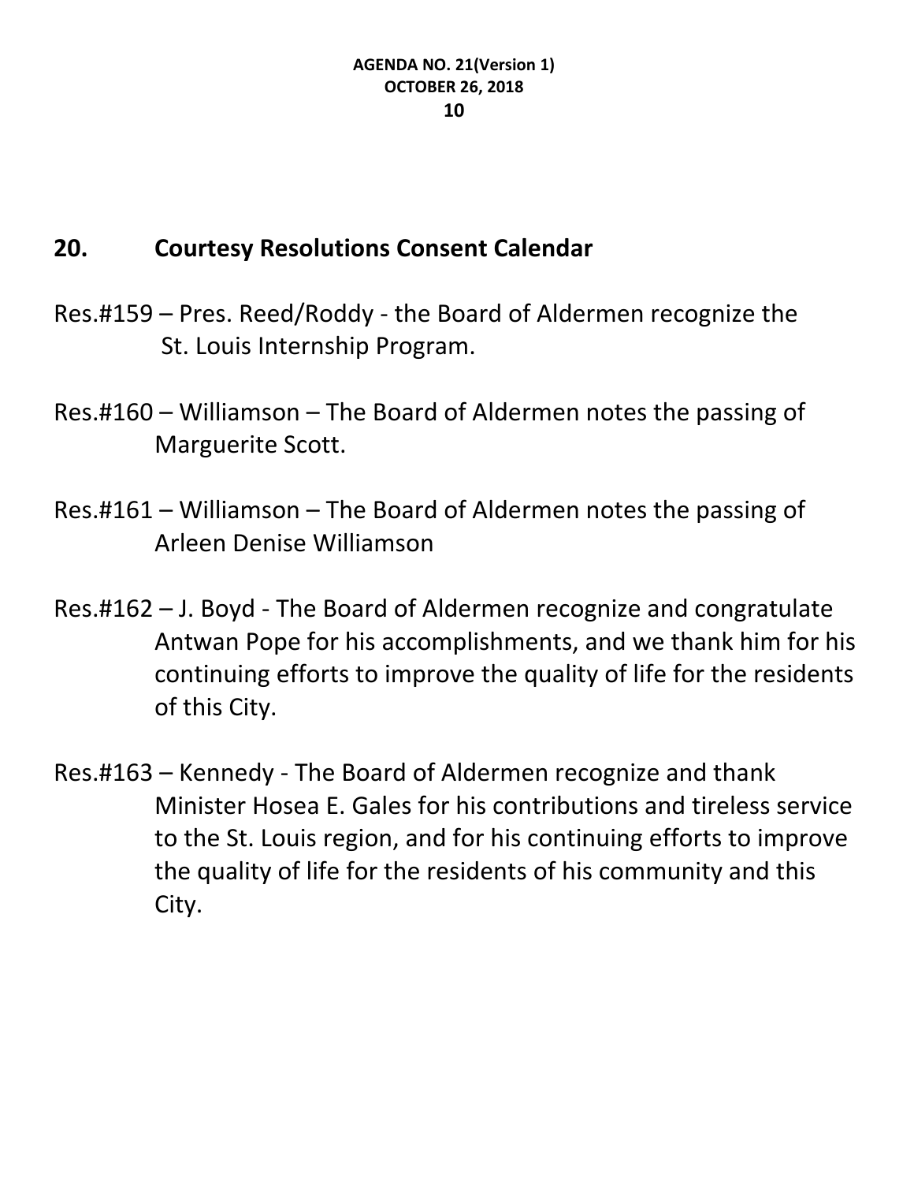## 20. Courtesy Resolutions Consent Calendar

Res.#159 – Pres. Reed/Roddy - the Board of Aldermen recognize the St. Louis Internship Program.

Res.#160 – Williamson – The Board of Aldermen notes the passing of Marguerite Scott.

Res.#161 – Williamson – The Board of Aldermen notes the passing of Arleen Denise Williamson

Res.#162 – J. Boyd - The Board of Aldermen recognize and congratulate Antwan Pope for his accomplishments, and we thank him for his continuing efforts to improve the quality of life for the residents of this City.

Res.#163 – Kennedy - The Board of Aldermen recognize and thank Minister Hosea E. Gales for his contributions and tireless service to the St. Louis region, and for his continuing efforts to improve the quality of life for the residents of his community and this City.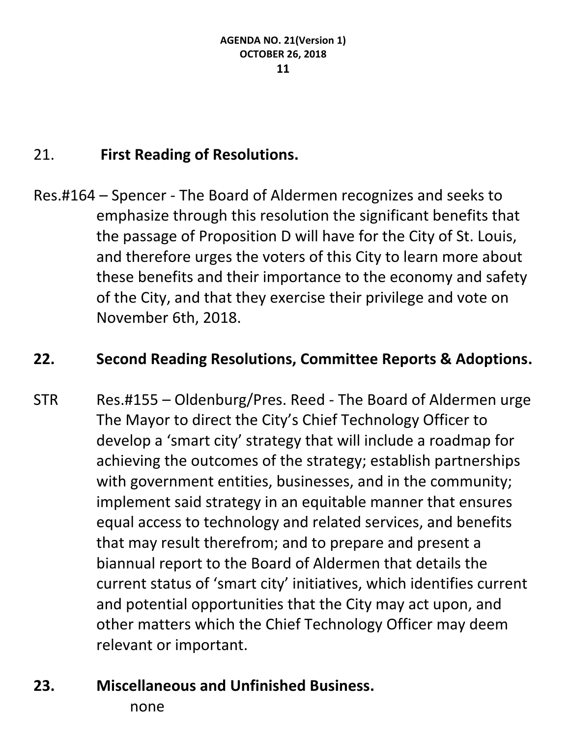## 21. First Reading of Resolutions.

Res.#164 – Spencer - The Board of Aldermen recognizes and seeks to emphasize through this resolution the significant benefits that the passage of Proposition D will have for the City of St. Louis, and therefore urges the voters of this City to learn more about these benefits and their importance to the economy and safety of the City, and that they exercise their privilege and vote on November 6th, 2018.

## 22. Second Reading Resolutions, Committee Reports & Adoptions.

STR Res.#155 – Oldenburg/Pres. Reed - The Board of Aldermen urge The Mayor to direct the City's Chief Technology Officer to develop a 'smart city' strategy that will include a roadmap for achieving the outcomes of the strategy; establish partnerships with government entities, businesses, and in the community; implement said strategy in an equitable manner that ensures equal access to technology and related services, and benefits that may result therefrom; and to prepare and present a biannual report to the Board of Aldermen that details the current status of 'smart city' initiatives, which identifies current and potential opportunities that the City may act upon, and other matters which the Chief Technology Officer may deem relevant or important.

## 23. Miscellaneous and Unfinished Business.

none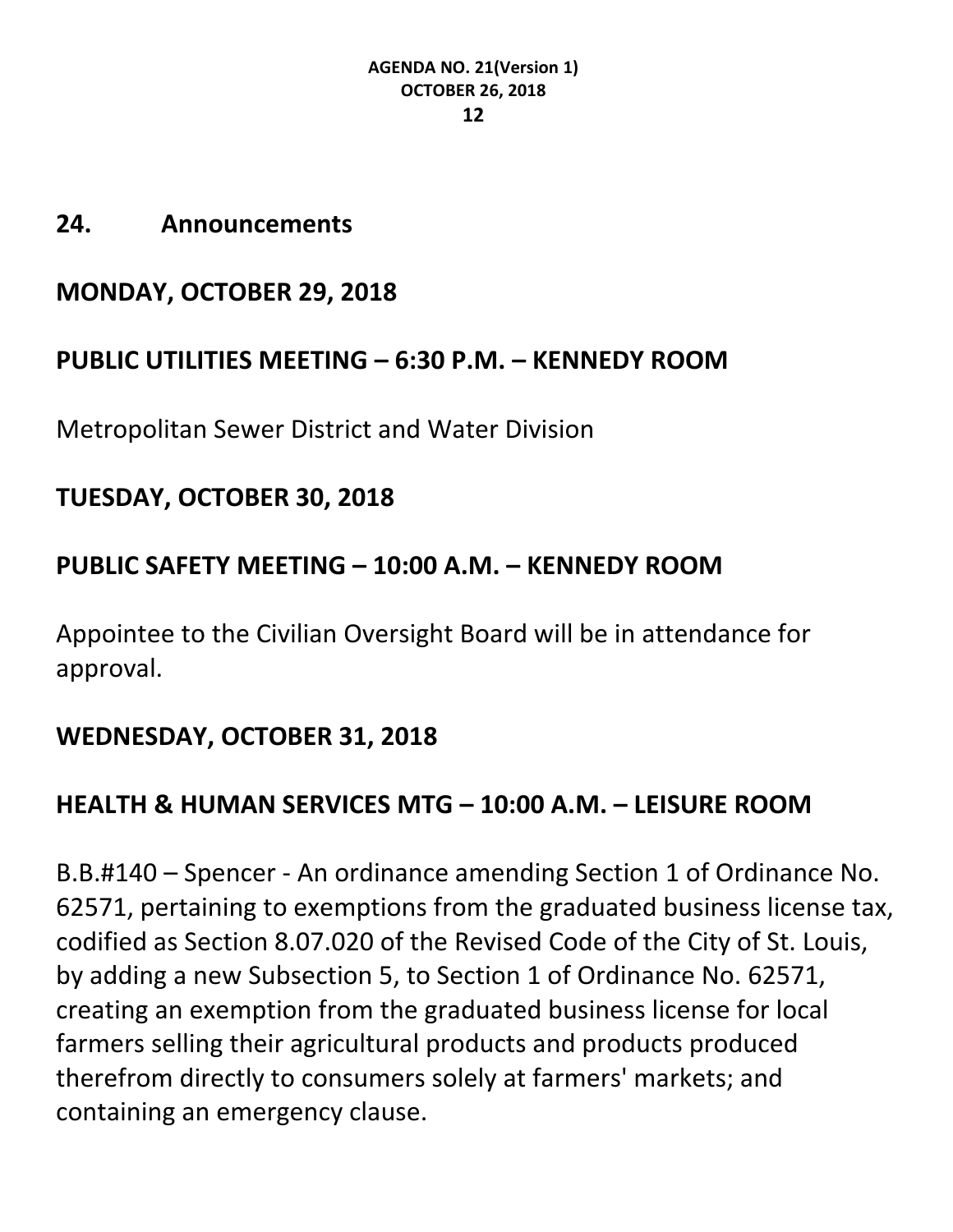## 24. Announcements

### MONDAY, OCTOBER 29, 2018

### PUBLIC UTILITIES MEETING – 6:30 P.M. – KENNEDY ROOM

Metropolitan Sewer District and Water Division

### TUESDAY, OCTOBER 30, 2018

### PUBLIC SAFETY MEETING – 10:00 A.M. – KENNEDY ROOM

Appointee to the Civilian Oversight Board will be in attendance for approval.

### WEDNESDAY, OCTOBER 31, 2018

### HEALTH & HUMAN SERVICES MTG – 10:00 A.M. – LEISURE ROOM

B.B.#140 – Spencer - An ordinance amending Section 1 of Ordinance No. 62571, pertaining to exemptions from the graduated business license tax, codified as Section 8.07.020 of the Revised Code of the City of St. Louis, by adding a new Subsection 5, to Section 1 of Ordinance No. 62571, creating an exemption from the graduated business license for local farmers selling their agricultural products and products produced therefrom directly to consumers solely at farmers' markets; and containing an emergency clause.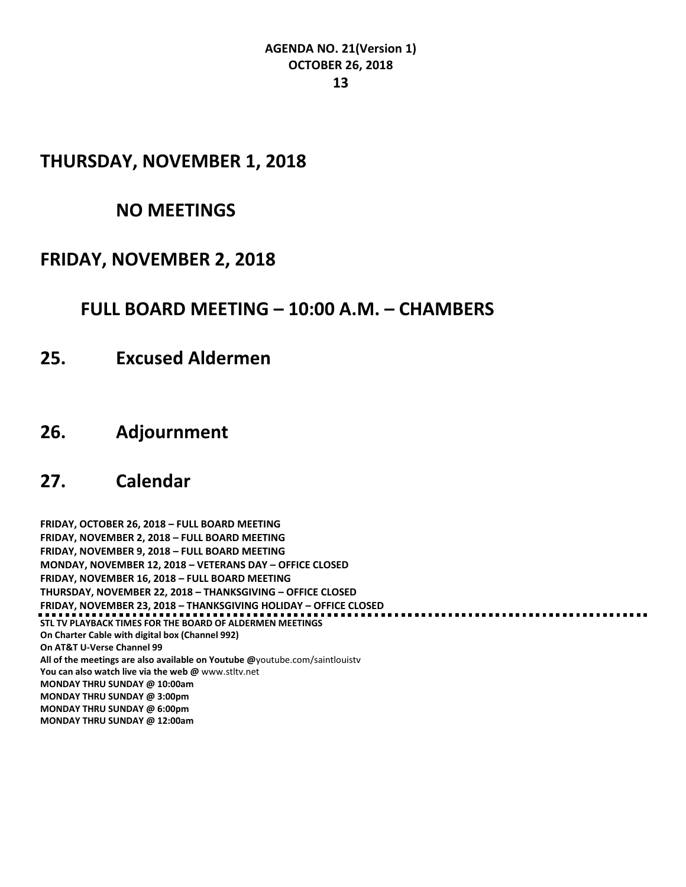## THURSDAY, NOVEMBER 1, 2018

### NO MEETINGS

## FRIDAY, NOVEMBER 2, 2018

### FULL BOARD MEETING – 10:00 A.M. – CHAMBERS

## 25. Excused Aldermen

## 26. Adjournment

## 27. Calendar

**FRIDAY, OCTOBER 26, 2018 – FULL BOARD MEETING**
**FRIDAY, NOVEMBER 2, 2018 – FULL BOARD MEETING**
**FRIDAY, NOVEMBER 9, 2018 – FULL BOARD MEETING**
**MONDAY, NOVEMBER 12, 2018 – VETERANS DAY – OFFICE CLOSED**
**FRIDAY, NOVEMBER 16, 2018 – FULL BOARD MEETING**
**THURSDAY, NOVEMBER 22, 2018 – THANKSGIVING – OFFICE CLOSED**
**FRIDAY, NOVEMBER 23, 2018 – THANKSGIVING HOLIDAY – OFFICE CLOSED**

---

**STL TV PLAYBACK TIMES FOR THE BOARD OF ALDERMEN MEETINGS**
**On Charter Cable with digital box (Channel 992)**
**On AT&T U-Verse Channel 99**
**All of the meetings are also available on Youtube @**youtube.com/saintlouistv
**You can also watch live via the web @** www.stltv.net
**MONDAY THRU SUNDAY @ 10:00am**
**MONDAY THRU SUNDAY @ 3:00pm**
**MONDAY THRU SUNDAY @ 6:00pm**
**MONDAY THRU SUNDAY @ 12:00am**